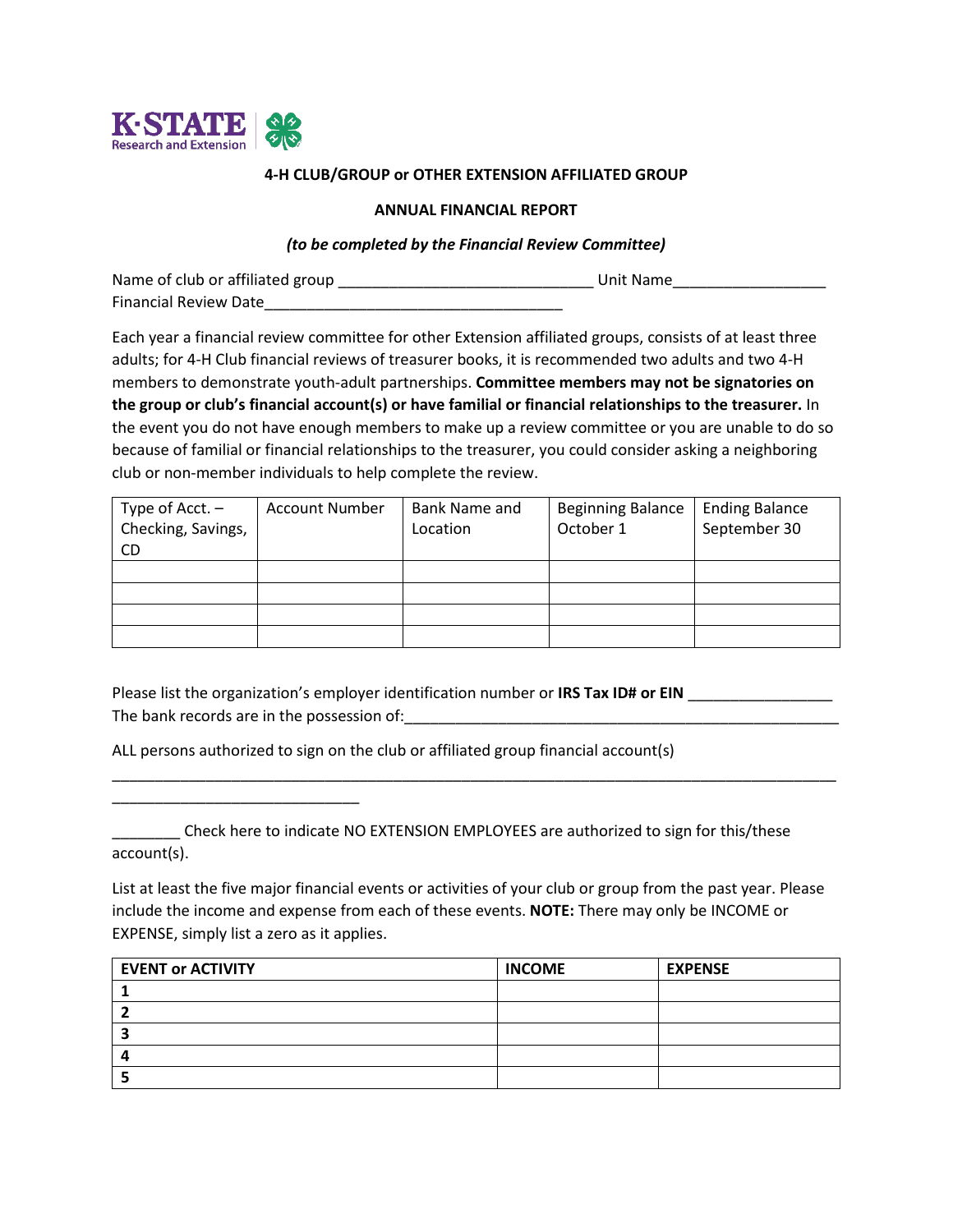## 4-H CLUB/GROUP or OTHER EXTENSION AFFILIATED GROUP

## ANNUAL FINANCIAL REPORT

*(to be completed by the Financial Review Committee)*

Name of club or affiliated group ______________________________ Unit Name__________________
Financial Review Date__________________________________

Each year a financial review committee for other Extension affiliated groups, consists of at least three adults; for 4-H Club financial reviews of treasurer books, it is recommended two adults and two 4-H members to demonstrate youth-adult partnerships. **Committee members may not be signatories on the group or club's financial account(s) or have familial or financial relationships to the treasurer.** In the event you do not have enough members to make up a review committee or you are unable to do so because of familial or financial relationships to the treasurer, you could consider asking a neighboring club or non-member individuals to help complete the review.

| Type of Acct. – Checking, Savings, CD | Account Number | Bank Name and Location | Beginning Balance October 1 | Ending Balance September 30 |
|---|---|---|---|---|
| | | | | |
| | | | | |
| | | | | |
| | | | | |

Please list the organization's employer identification number or **IRS Tax ID# or EIN** _________________
The bank records are in the possession of:_____________________________________________________

ALL persons authorized to sign on the club or affiliated group financial account(s)

_____________________________________________________________________________________

______________________________

________ Check here to indicate NO EXTENSION EMPLOYEES are authorized to sign for this/these account(s).

List at least the five major financial events or activities of your club or group from the past year. Please include the income and expense from each of these events. **NOTE:** There may only be INCOME or EXPENSE, simply list a zero as it applies.

| EVENT or ACTIVITY | INCOME | EXPENSE |
|---|---|---|
| **1** | | |
| **2** | | |
| **3** | | |
| **4** | | |
| **5** | | |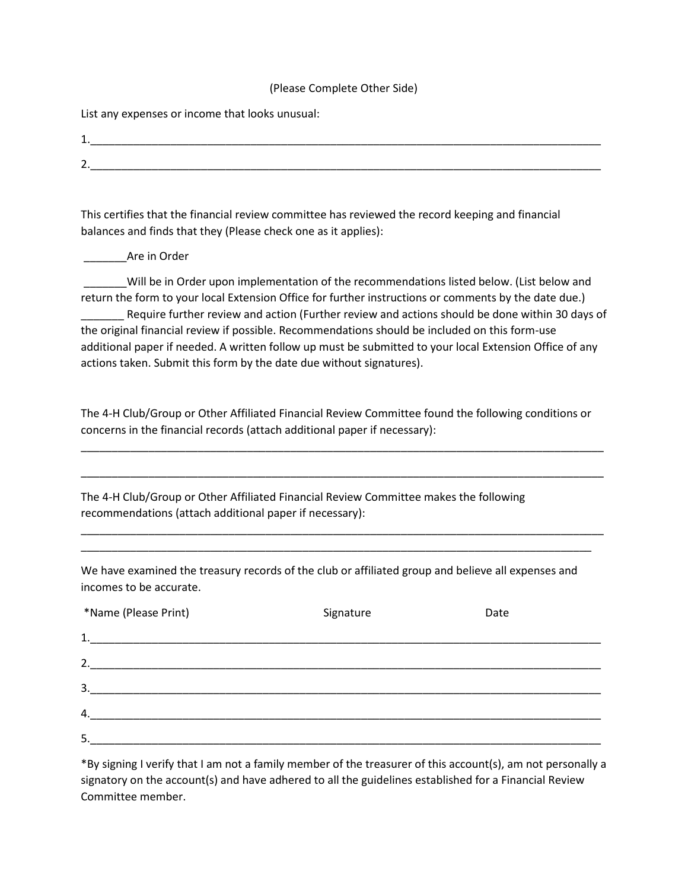(Please Complete Other Side)

List any expenses or income that looks unusual:

1.________________________________________________________________________________

2.________________________________________________________________________________

This certifies that the financial review committee has reviewed the record keeping and financial balances and finds that they (Please check one as it applies):

_______Are in Order

_______Will be in Order upon implementation of the recommendations listed below. (List below and return the form to your local Extension Office for further instructions or comments by the date due.)

_______ Require further review and action (Further review and actions should be done within 30 days of the original financial review if possible. Recommendations should be included on this form-use additional paper if needed. A written follow up must be submitted to your local Extension Office of any actions taken. Submit this form by the date due without signatures).

The 4-H Club/Group or Other Affiliated Financial Review Committee found the following conditions or concerns in the financial records (attach additional paper if necessary):

__________________________________________________________________________________

__________________________________________________________________________________

The 4-H Club/Group or Other Affiliated Financial Review Committee makes the following recommendations (attach additional paper if necessary):

__________________________________________________________________________________

________________________________________________________________________________

We have examined the treasury records of the club or affiliated group and believe all expenses and incomes to be accurate.

| *Name (Please Print) | Signature | Date |
|---|---|---|
| 1. | | |
| 2. | | |
| 3. | | |
| 4. | | |
| 5. | | |

*By signing I verify that I am not a family member of the treasurer of this account(s), am not personally a signatory on the account(s) and have adhered to all the guidelines established for a Financial Review Committee member.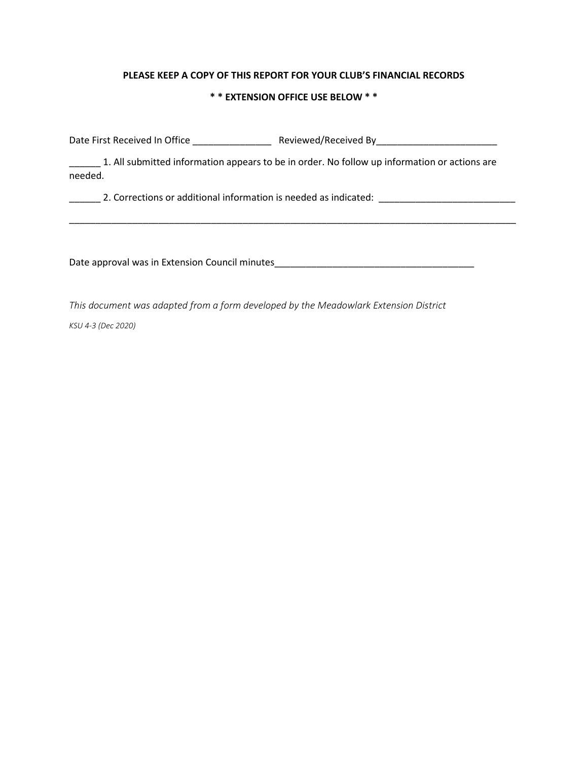**PLEASE KEEP A COPY OF THIS REPORT FOR YOUR CLUB'S FINANCIAL RECORDS**

**\* \* EXTENSION OFFICE USE BELOW \* \***

Date First Received In Office _______________ Reviewed/Received By_______________________

______ 1. All submitted information appears to be in order. No follow up information or actions are needed.

______ 2. Corrections or additional information is needed as indicated: __________________________

_____________________________________________________________________________________

Date approval was in Extension Council minutes______________________________________

*This document was adapted from a form developed by the Meadowlark Extension District*

*KSU 4-3 (Dec 2020)*